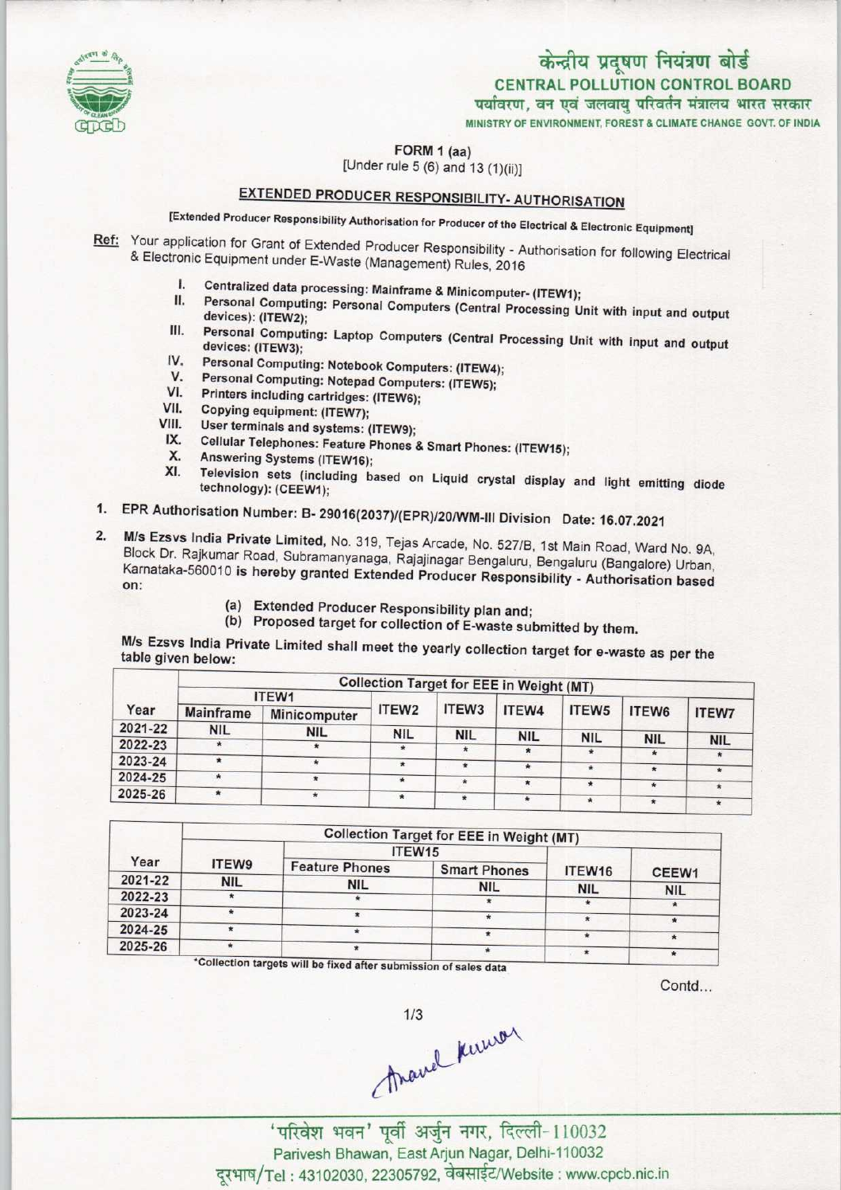केन्द्रीय प्रदूषण नियंत्रण बोर्ड

**CENTRAL POLLUTION CONTROL BOARD**

पर्यावरण, वन एवं जलवायु परिवर्तन मंत्रालय भारत सरकार

MINISTRY OF ENVIRONMENT, FOREST & CLIMATE CHANGE GOVT. OF INDIA

**FORM 1 (aa)**

[Under rule 5 (6) and 13 (1)(ii)]

## EXTENDED PRODUCER RESPONSIBILITY- AUTHORISATION

[Extended Producer Responsibility Authorisation for Producer of the Electrical & Electronic Equipment]

**Ref:** Your application for Grant of Extended Producer Responsibility - Authorisation for following Electrical & Electronic Equipment under E-Waste (Management) Rules, 2016

I. Centralized data processing: Mainframe & Minicomputer- (ITEW1);
II. Personal Computing: Personal Computers (Central Processing Unit with input and output devices): (ITEW2);
III. Personal Computing: Laptop Computers (Central Processing Unit with input and output devices: (ITEW3);
IV. Personal Computing: Notebook Computers: (ITEW4);
V. Personal Computing: Notepad Computers: (ITEW5);
VI. Printers including cartridges: (ITEW6);
VII. Copying equipment: (ITEW7);
VIII. User terminals and systems: (ITEW9);
IX. Cellular Telephones: Feature Phones & Smart Phones: (ITEW15);
X. Answering Systems (ITEW16);
XI. Television sets (including based on Liquid crystal display and light emitting diode technology): (CEEW1);

1. EPR Authorisation Number: B- 29016(2037)/(EPR)/20/WM-III Division Date: 16.07.2021

2. M/s Ezsvs India Private Limited, No. 319, Tejas Arcade, No. 527/B, 1st Main Road, Ward No. 9A, Block Dr. Rajkumar Road, Subramanyanaga, Rajajinagar Bengaluru, Bengaluru (Bangalore) Urban, Karnataka-560010 is hereby granted Extended Producer Responsibility - Authorisation based on:

   (a) Extended Producer Responsibility plan and;
   (b) Proposed target for collection of E-waste submitted by them.

M/s Ezsvs India Private Limited shall meet the yearly collection target for e-waste as per the table given below:

| Year | Collection Target for EEE in Weight (MT) | | | | | | | |
|---|---|---|---|---|---|---|---|---|
| | ITEW1 | | ITEW2 | ITEW3 | ITEW4 | ITEW5 | ITEW6 | ITEW7 |
| | Mainframe | Minicomputer | | | | | | |
| 2021-22 | NIL | NIL | NIL | NIL | NIL | NIL | NIL | NIL |
| 2022-23 | * | * | * | * | * | * | * | * |
| 2023-24 | * | * | * | * | * | * | * | * |
| 2024-25 | * | * | * | * | * | * | * | * |
| 2025-26 | * | * | * | * | * | * | * | * |

| Year | Collection Target for EEE in Weight (MT) | | | | |
|---|---|---|---|---|---|
| | ITEW9 | ITEW15 | | ITEW16 | CEEW1 |
| | | Feature Phones | Smart Phones | | |
| 2021-22 | NIL | NIL | NIL | NIL | NIL |
| 2022-23 | * | * | * | * | * |
| 2023-24 | * | * | * | * | * |
| 2024-25 | * | * | * | * | * |
| 2025-26 | * | * | * | * | * |

*Collection targets will be fixed after submission of sales data

Contd...

'परिवेश भवन' पूर्वी अर्जुन नगर, दिल्ली-110032
Parivesh Bhawan, East Arjun Nagar, Delhi-110032
दूरभाष/Tel : 43102030, 22305792, वेबसाईट/Website : www.cpcb.nic.in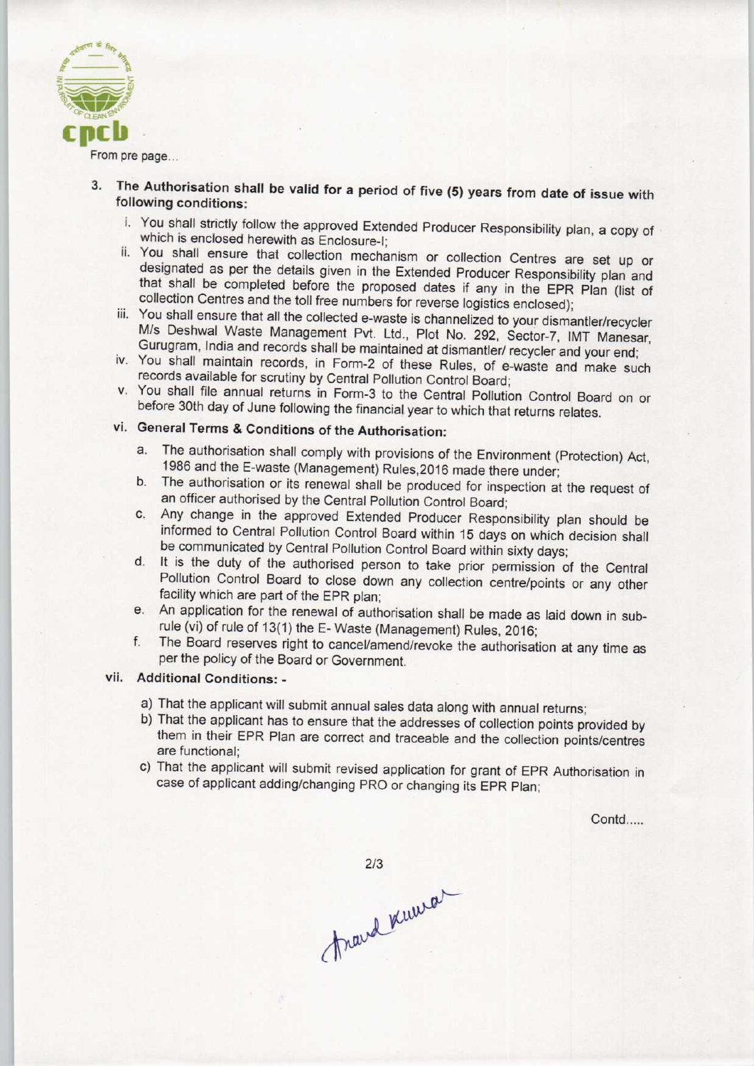From pre page...

3. **The Authorisation shall be valid for a period of five (5) years from date of issue with following conditions:**

   i. You shall strictly follow the approved Extended Producer Responsibility plan, a copy of which is enclosed herewith as Enclosure-I;

   ii. You shall ensure that collection mechanism or collection Centres are set up or designated as per the details given in the Extended Producer Responsibility plan and that shall be completed before the proposed dates if any in the EPR Plan (list of collection Centres and the toll free numbers for reverse logistics enclosed);

   iii. You shall ensure that all the collected e-waste is channelized to your dismantler/recycler M/s Deshwal Waste Management Pvt. Ltd., Plot No. 292, Sector-7, IMT Manesar, Gurugram, India and records shall be maintained at dismantler/ recycler and your end;

   iv. You shall maintain records, in Form-2 of these Rules, of e-waste and make such records available for scrutiny by Central Pollution Control Board;

   v. You shall file annual returns in Form-3 to the Central Pollution Control Board on or before 30th day of June following the financial year to which that returns relates.

   vi. **General Terms & Conditions of the Authorisation:**

      a. The authorisation shall comply with provisions of the Environment (Protection) Act, 1986 and the E-waste (Management) Rules,2016 made there under;

      b. The authorisation or its renewal shall be produced for inspection at the request of an officer authorised by the Central Pollution Control Board;

      c. Any change in the approved Extended Producer Responsibility plan should be informed to Central Pollution Control Board within 15 days on which decision shall be communicated by Central Pollution Control Board within sixty days;

      d. It is the duty of the authorised person to take prior permission of the Central Pollution Control Board to close down any collection centre/points or any other facility which are part of the EPR plan;

      e. An application for the renewal of authorisation shall be made as laid down in sub-rule (vi) of rule of 13(1) the E- Waste (Management) Rules, 2016;

      f. The Board reserves right to cancel/amend/revoke the authorisation at any time as per the policy of the Board or Government.

   vii. **Additional Conditions: -**

      a) That the applicant will submit annual sales data along with annual returns;

      b) That the applicant has to ensure that the addresses of collection points provided by them in their EPR Plan are correct and traceable and the collection points/centres are functional;

      c) That the applicant will submit revised application for grant of EPR Authorisation in case of applicant adding/changing PRO or changing its EPR Plan;

Contd.....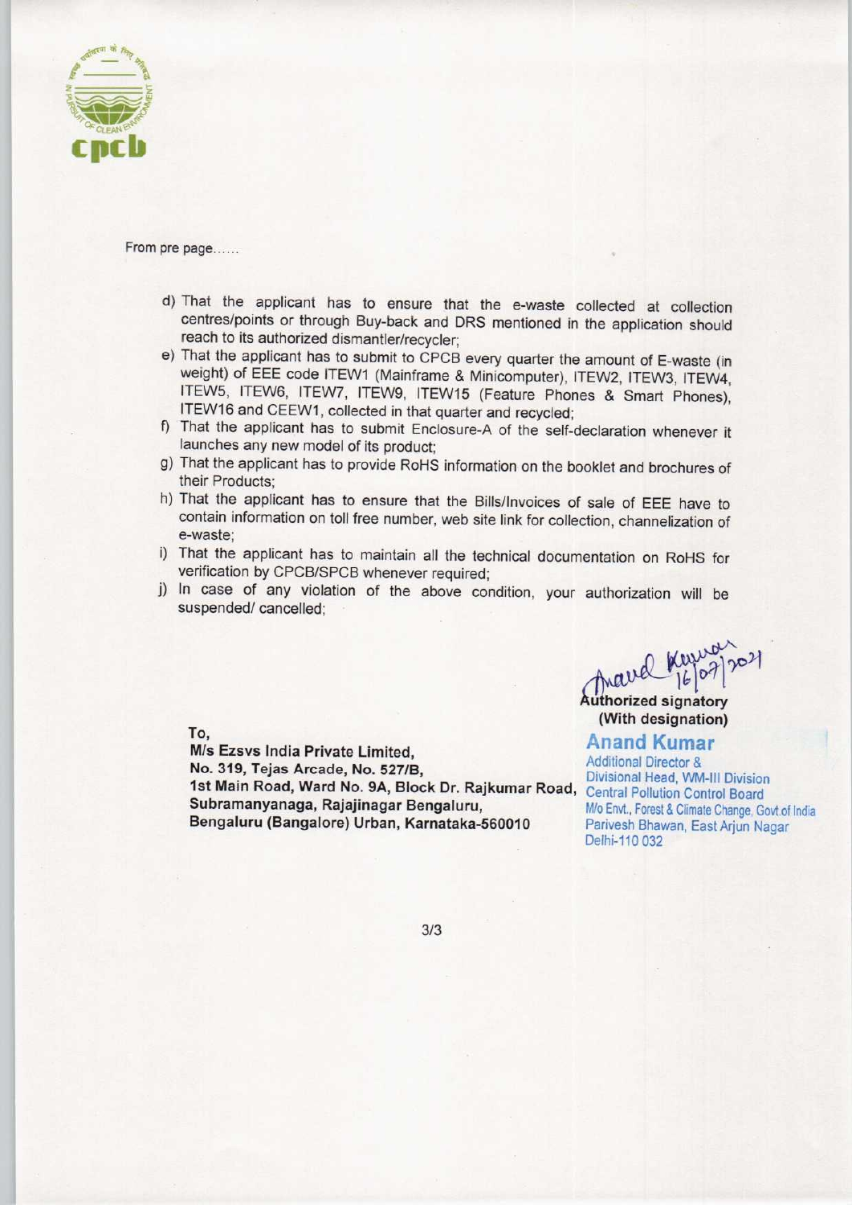From pre page......

d) That the applicant has to ensure that the e-waste collected at collection centres/points or through Buy-back and DRS mentioned in the application should reach to its authorized dismantler/recycler;
e) That the applicant has to submit to CPCB every quarter the amount of E-waste (in weight) of EEE code ITEW1 (Mainframe & Minicomputer), ITEW2, ITEW3, ITEW4, ITEW5, ITEW6, ITEW7, ITEW9, ITEW15 (Feature Phones & Smart Phones), ITEW16 and CEEW1, collected in that quarter and recycled;
f) That the applicant has to submit Enclosure-A of the self-declaration whenever it launches any new model of its product;
g) That the applicant has to provide RoHS information on the booklet and brochures of their Products;
h) That the applicant has to ensure that the Bills/Invoices of sale of EEE have to contain information on toll free number, web site link for collection, channelization of e-waste;
i) That the applicant has to maintain all the technical documentation on RoHS for verification by CPCB/SPCB whenever required;
j) In case of any violation of the above condition, your authorization will be suspended/ cancelled;

Anand Kumar 16/07/2021

**Authorized signatory**
**(With designation)**

**Anand Kumar**
Additional Director &
Divisional Head, WM-III Division
Central Pollution Control Board
M/o Envt., Forest & Climate Change, Govt.of India
Parivesh Bhawan, East Arjun Nagar
Delhi-110 032

To,
**M/s Ezsvs India Private Limited,**
**No. 319, Tejas Arcade, No. 527/B,**
**1st Main Road, Ward No. 9A, Block Dr. Rajkumar Road,**
**Subramanyanaga, Rajajinagar Bengaluru,**
**Bengaluru (Bangalore) Urban, Karnataka-560010**